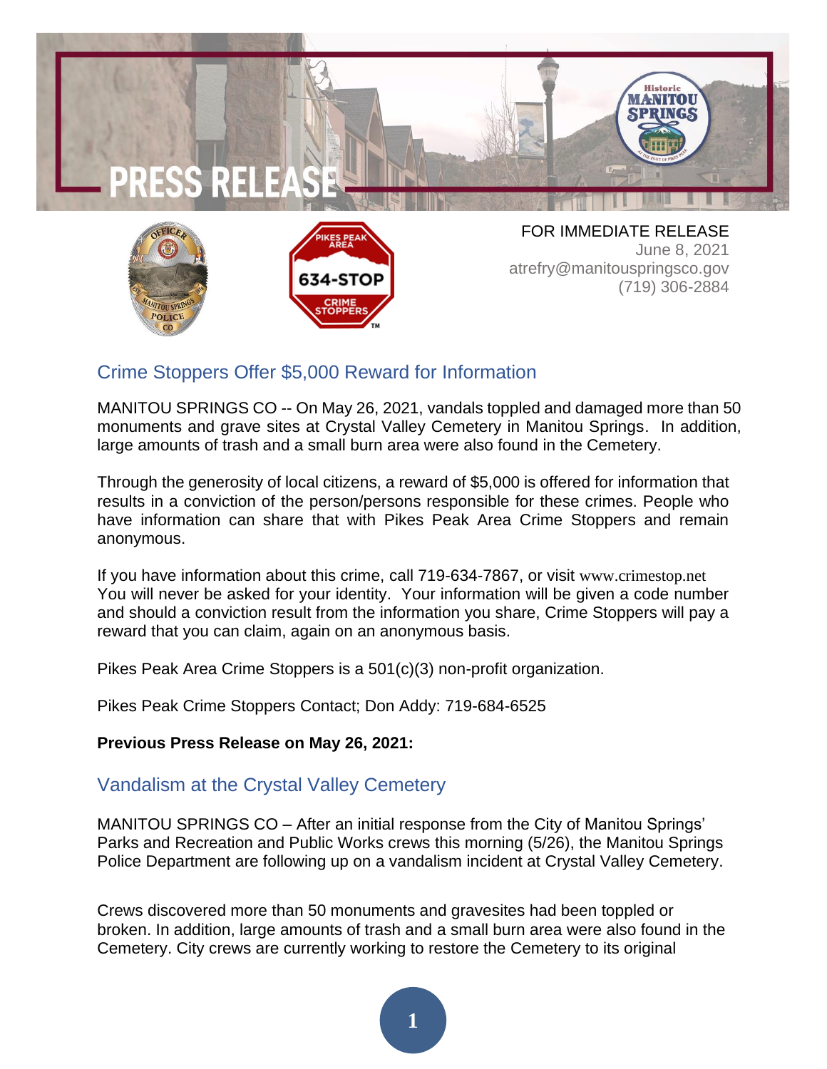# PRESS RELEASE

FOR IMMEDIATE RELEASE
June 8, 2021
atrefry@manitouspringsco.gov
(719) 306-2884

## Crime Stoppers Offer $5,000 Reward for Information

MANITOU SPRINGS CO -- On May 26, 2021, vandals toppled and damaged more than 50 monuments and grave sites at Crystal Valley Cemetery in Manitou Springs. In addition, large amounts of trash and a small burn area were also found in the Cemetery.

Through the generosity of local citizens, a reward of $5,000 is offered for information that results in a conviction of the person/persons responsible for these crimes. People who have information can share that with Pikes Peak Area Crime Stoppers and remain anonymous.

If you have information about this crime, call 719-634-7867, or visit www.crimestop.net You will never be asked for your identity. Your information will be given a code number and should a conviction result from the information you share, Crime Stoppers will pay a reward that you can claim, again on an anonymous basis.

Pikes Peak Area Crime Stoppers is a 501(c)(3) non-profit organization.

Pikes Peak Crime Stoppers Contact; Don Addy: 719-684-6525

**Previous Press Release on May 26, 2021:**

## Vandalism at the Crystal Valley Cemetery

MANITOU SPRINGS CO – After an initial response from the City of Manitou Springs' Parks and Recreation and Public Works crews this morning (5/26), the Manitou Springs Police Department are following up on a vandalism incident at Crystal Valley Cemetery.

Crews discovered more than 50 monuments and gravesites had been toppled or broken. In addition, large amounts of trash and a small burn area were also found in the Cemetery. City crews are currently working to restore the Cemetery to its original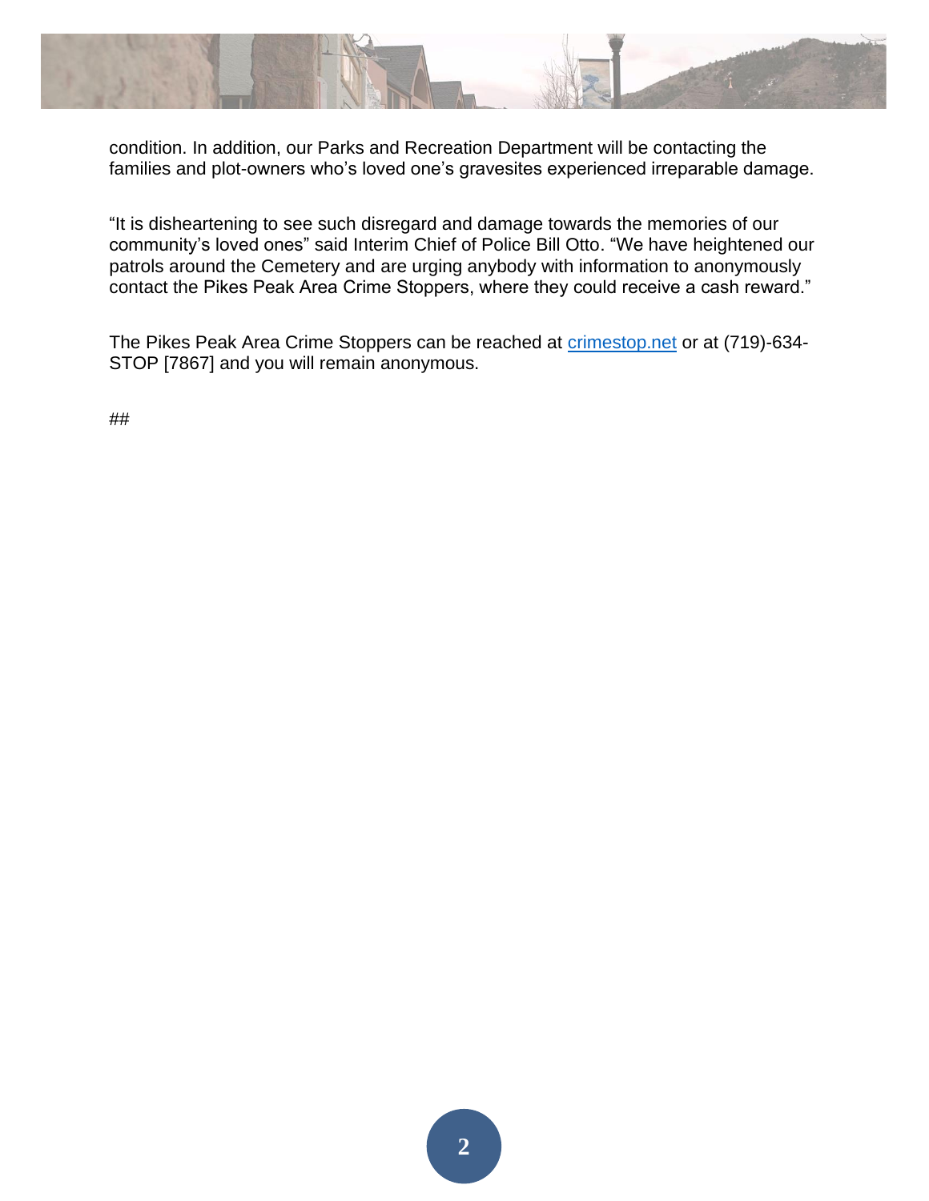condition. In addition, our Parks and Recreation Department will be contacting the families and plot-owners who's loved one's gravesites experienced irreparable damage.

"It is disheartening to see such disregard and damage towards the memories of our community's loved ones" said Interim Chief of Police Bill Otto. "We have heightened our patrols around the Cemetery and are urging anybody with information to anonymously contact the Pikes Peak Area Crime Stoppers, where they could receive a cash reward."

The Pikes Peak Area Crime Stoppers can be reached at [crimestop.net](crimestop.net) or at (719)-634-STOP [7867] and you will remain anonymous.

##